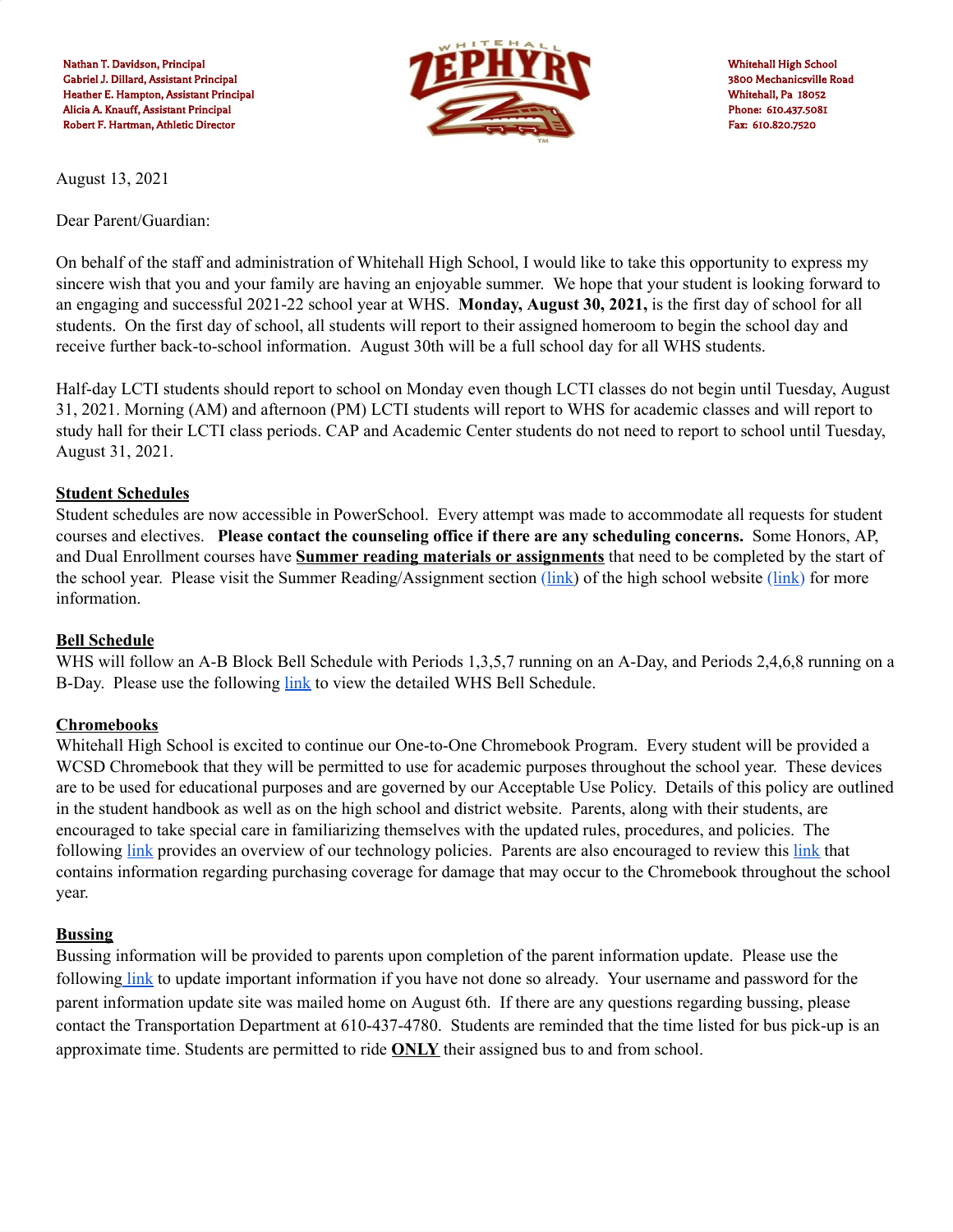Nathan T. Davidson, Principal
Gabriel J. Dillard, Assistant Principal
Heather E. Hampton, Assistant Principal
Alicia A. Knauff, Assistant Principal
Robert F. Hartman, Athletic Director

Whitehall High School
3800 Mechanicsville Road
Whitehall, Pa 18052
Phone: 610.437.5081
Fax: 610.820.7520

August 13, 2021

Dear Parent/Guardian:

On behalf of the staff and administration of Whitehall High School, I would like to take this opportunity to express my sincere wish that you and your family are having an enjoyable summer. We hope that your student is looking forward to an engaging and successful 2021-22 school year at WHS. **Monday, August 30, 2021,** is the first day of school for all students. On the first day of school, all students will report to their assigned homeroom to begin the school day and receive further back-to-school information. August 30th will be a full school day for all WHS students.

Half-day LCTI students should report to school on Monday even though LCTI classes do not begin until Tuesday, August 31, 2021. Morning (AM) and afternoon (PM) LCTI students will report to WHS for academic classes and will report to study hall for their LCTI class periods. CAP and Academic Center students do not need to report to school until Tuesday, August 31, 2021.

## Student Schedules

Student schedules are now accessible in PowerSchool. Every attempt was made to accommodate all requests for student courses and electives. **Please contact the counseling office if there are any scheduling concerns.** Some Honors, AP, and Dual Enrollment courses have **Summer reading materials or assignments** that need to be completed by the start of the school year. Please visit the Summer Reading/Assignment section (link) of the high school website (link) for more information.

## Bell Schedule

WHS will follow an A-B Block Bell Schedule with Periods 1,3,5,7 running on an A-Day, and Periods 2,4,6,8 running on a B-Day. Please use the following link to view the detailed WHS Bell Schedule.

## Chromebooks

Whitehall High School is excited to continue our One-to-One Chromebook Program. Every student will be provided a WCSD Chromebook that they will be permitted to use for academic purposes throughout the school year. These devices are to be used for educational purposes and are governed by our Acceptable Use Policy. Details of this policy are outlined in the student handbook as well as on the high school and district website. Parents, along with their students, are encouraged to take special care in familiarizing themselves with the updated rules, procedures, and policies. The following link provides an overview of our technology policies. Parents are also encouraged to review this link that contains information regarding purchasing coverage for damage that may occur to the Chromebook throughout the school year.

## Bussing

Bussing information will be provided to parents upon completion of the parent information update. Please use the following link to update important information if you have not done so already. Your username and password for the parent information update site was mailed home on August 6th. If there are any questions regarding bussing, please contact the Transportation Department at 610-437-4780. Students are reminded that the time listed for bus pick-up is an approximate time. Students are permitted to ride **ONLY** their assigned bus to and from school.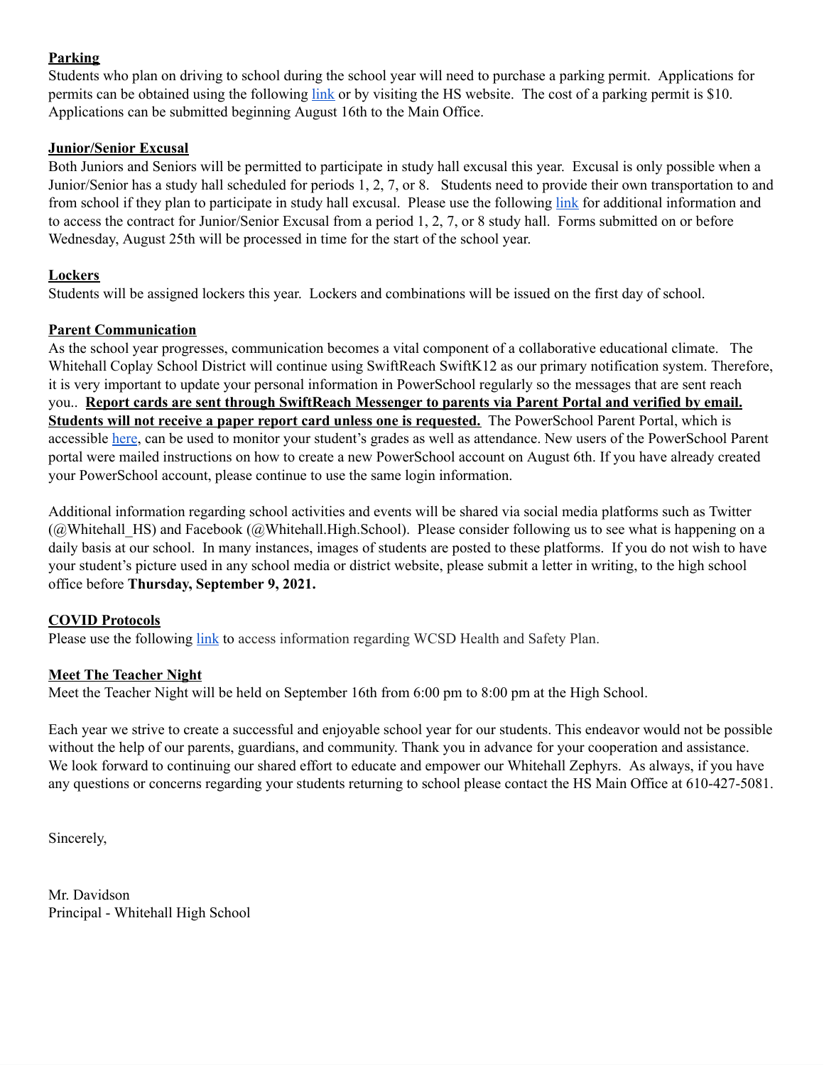**Parking**

Students who plan on driving to school during the school year will need to purchase a parking permit. Applications for permits can be obtained using the following link or by visiting the HS website. The cost of a parking permit is $10. Applications can be submitted beginning August 16th to the Main Office.

**Junior/Senior Excusal**

Both Juniors and Seniors will be permitted to participate in study hall excusal this year. Excusal is only possible when a Junior/Senior has a study hall scheduled for periods 1, 2, 7, or 8. Students need to provide their own transportation to and from school if they plan to participate in study hall excusal. Please use the following link for additional information and to access the contract for Junior/Senior Excusal from a period 1, 2, 7, or 8 study hall. Forms submitted on or before Wednesday, August 25th will be processed in time for the start of the school year.

**Lockers**

Students will be assigned lockers this year. Lockers and combinations will be issued on the first day of school.

**Parent Communication**

As the school year progresses, communication becomes a vital component of a collaborative educational climate. The Whitehall Coplay School District will continue using SwiftReach SwiftK12 as our primary notification system. Therefore, it is very important to update your personal information in PowerSchool regularly so the messages that are sent reach you.. **Report cards are sent through SwiftReach Messenger to parents via Parent Portal and verified by email. Students will not receive a paper report card unless one is requested.** The PowerSchool Parent Portal, which is accessible here, can be used to monitor your student's grades as well as attendance. New users of the PowerSchool Parent portal were mailed instructions on how to create a new PowerSchool account on August 6th. If you have already created your PowerSchool account, please continue to use the same login information.

Additional information regarding school activities and events will be shared via social media platforms such as Twitter (@Whitehall_HS) and Facebook (@Whitehall.High.School). Please consider following us to see what is happening on a daily basis at our school. In many instances, images of students are posted to these platforms. If you do not wish to have your student's picture used in any school media or district website, please submit a letter in writing, to the high school office before **Thursday, September 9, 2021.**

**COVID Protocols**

Please use the following link to access information regarding WCSD Health and Safety Plan.

**Meet The Teacher Night**

Meet the Teacher Night will be held on September 16th from 6:00 pm to 8:00 pm at the High School.

Each year we strive to create a successful and enjoyable school year for our students. This endeavor would not be possible without the help of our parents, guardians, and community. Thank you in advance for your cooperation and assistance. We look forward to continuing our shared effort to educate and empower our Whitehall Zephyrs. As always, if you have any questions or concerns regarding your students returning to school please contact the HS Main Office at 610-427-5081.

Sincerely,

Mr. Davidson
Principal - Whitehall High School